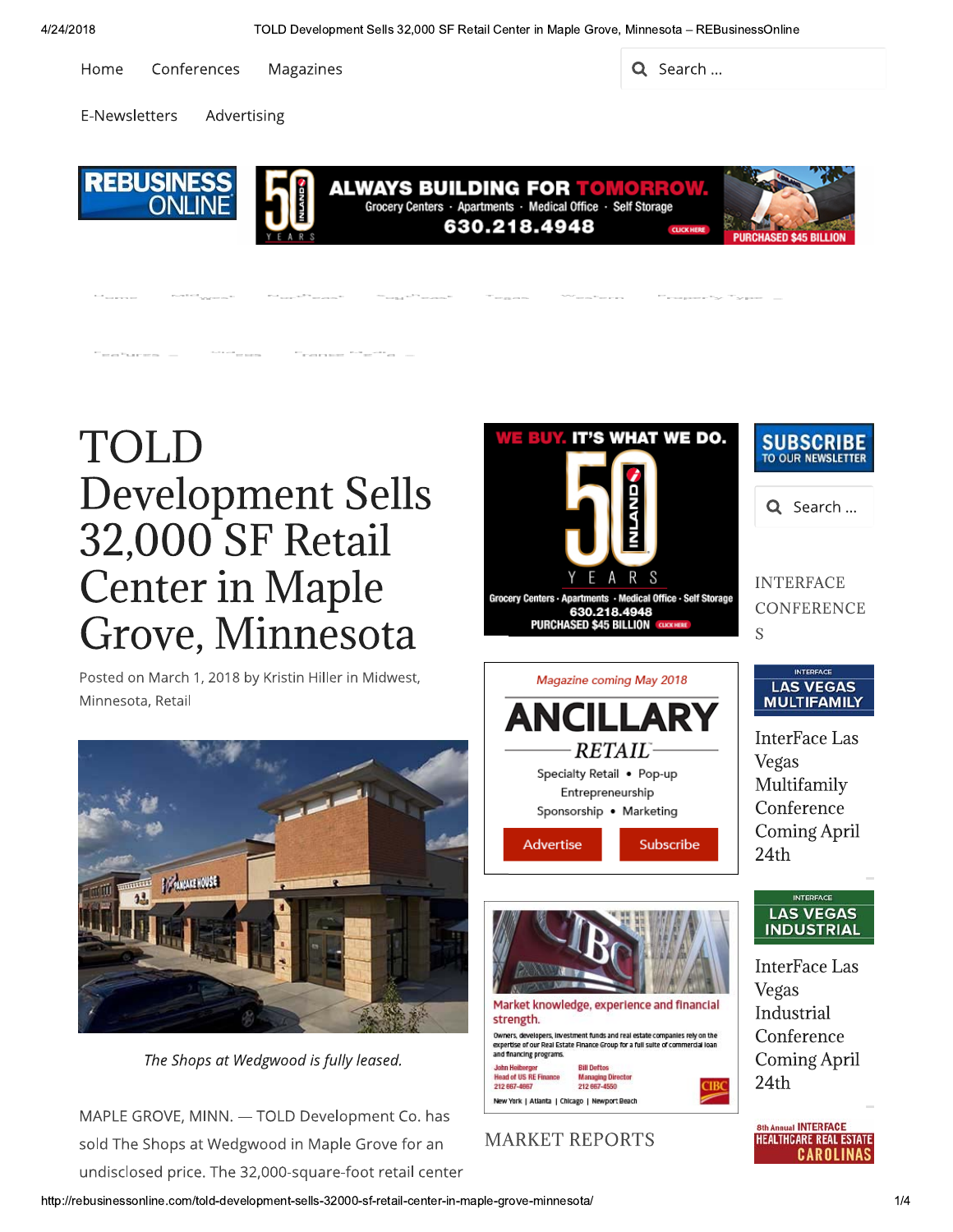Home Conferences Magazines

E-Newsletters Advertising

# TOLD Development Sells 32,000 SF Retail Center in Maple Grove, Minnesota

Posted on March 1, 2018 by Kristin Hiller in Midwest, Minnesota, Retail

*The Shops at Wedgwood is fully leased.*

MAPLE GROVE, MINN. — TOLD Development Co. has sold The Shops at Wedgwood in Maple Grove for an undisclosed price. The 32,000-square-foot retail center

INTERFACE CONFERENCES

InterFace Las Vegas Multifamily Conference Coming April 24th

InterFace Las Vegas Industrial Conference Coming April 24th

MARKET REPORTS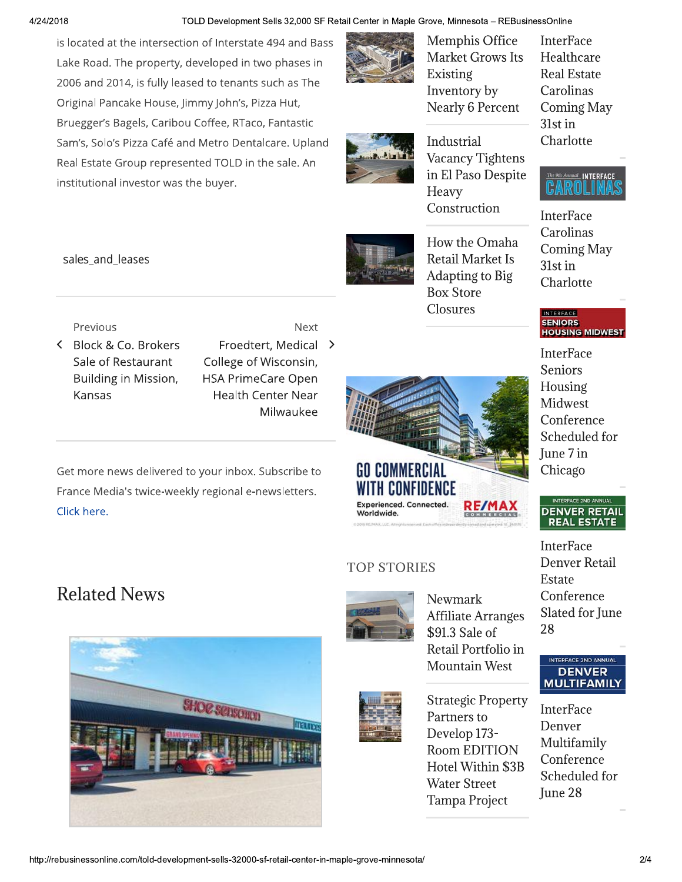is located at the intersection of Interstate 494 and Bass Lake Road. The property, developed in two phases in 2006 and 2014, is fully leased to tenants such as The Original Pancake House, Jimmy John's, Pizza Hut, Bruegger's Bagels, Caribou Coffee, RTaco, Fantastic Sam's, Solo's Pizza Café and Metro Dentalcare. Upland Real Estate Group represented TOLD in the sale. An institutional investor was the buyer.

sales_and_leases

Previous
Block & Co. Brokers Sale of Restaurant Building in Mission, Kansas

Next
Froedtert, Medical College of Wisconsin, HSA PrimeCare Open Health Center Near Milwaukee

Get more news delivered to your inbox. Subscribe to France Media's twice-weekly regional e-newsletters. Click here.

## Related News

Memphis Office Market Grows Its Existing Inventory by Nearly 6 Percent

Industrial Vacancy Tightens in El Paso Despite Heavy Construction

How the Omaha Retail Market Is Adapting to Big Box Store Closures

GO COMMERCIAL WITH CONFIDENCE
Experienced. Connected. Worldwide. RE/MAX COMMERCIAL

## TOP STORIES

Newmark Affiliate Arranges $91.3 Sale of Retail Portfolio in Mountain West

Strategic Property Partners to Develop 173-Room EDITION Hotel Within $3B Water Street Tampa Project

InterFace Healthcare Real Estate Carolinas Coming May 31st in Charlotte

InterFace Carolinas Coming May 31st in Charlotte

InterFace Seniors Housing Midwest Conference Scheduled for June 7 in Chicago

InterFace Denver Retail Estate Conference Slated for June 28

InterFace Denver Multifamily Conference Scheduled for June 28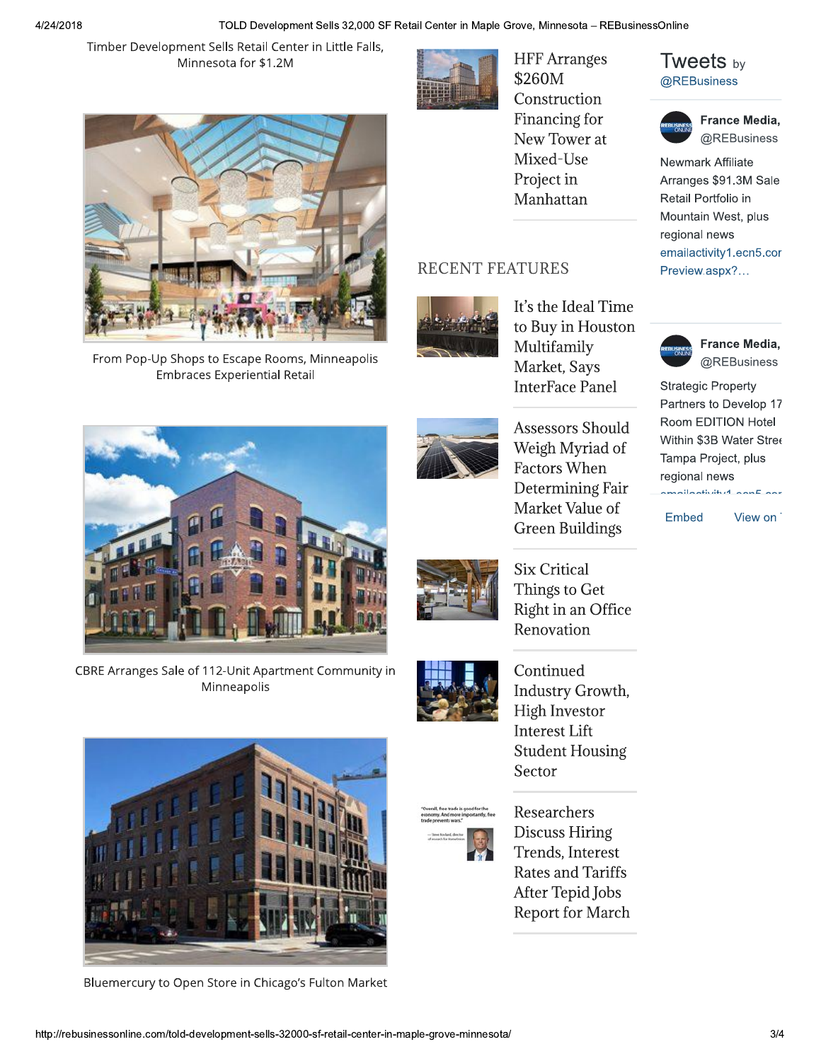Timber Development Sells Retail Center in Little Falls, Minnesota for $1.2M

From Pop-Up Shops to Escape Rooms, Minneapolis Embraces Experiential Retail

CBRE Arranges Sale of 112-Unit Apartment Community in Minneapolis

Bluemercury to Open Store in Chicago's Fulton Market

HFF Arranges $260M Construction Financing for New Tower at Mixed-Use Project in Manhattan

## RECENT FEATURES

It's the Ideal Time to Buy in Houston Multifamily Market, Says InterFace Panel

Assessors Should Weigh Myriad of Factors When Determining Fair Market Value of Green Buildings

Six Critical Things to Get Right in an Office Renovation

Continued Industry Growth, High Investor Interest Lift Student Housing Sector

Researchers Discuss Hiring Trends, Interest Rates and Tariffs After Tepid Jobs Report for March

## Tweets by @REBusiness

**France Media,** @REBusiness

Newmark Affiliate Arranges $91.3M Sale Retail Portfolio in Mountain West, plus regional news emailactivity1.ecn5.cor Preview.aspx?…

**France Media,** @REBusiness

Strategic Property Partners to Develop 17 Room EDITION Hotel Within $3B Water Stree Tampa Project, plus regional news

Embed View on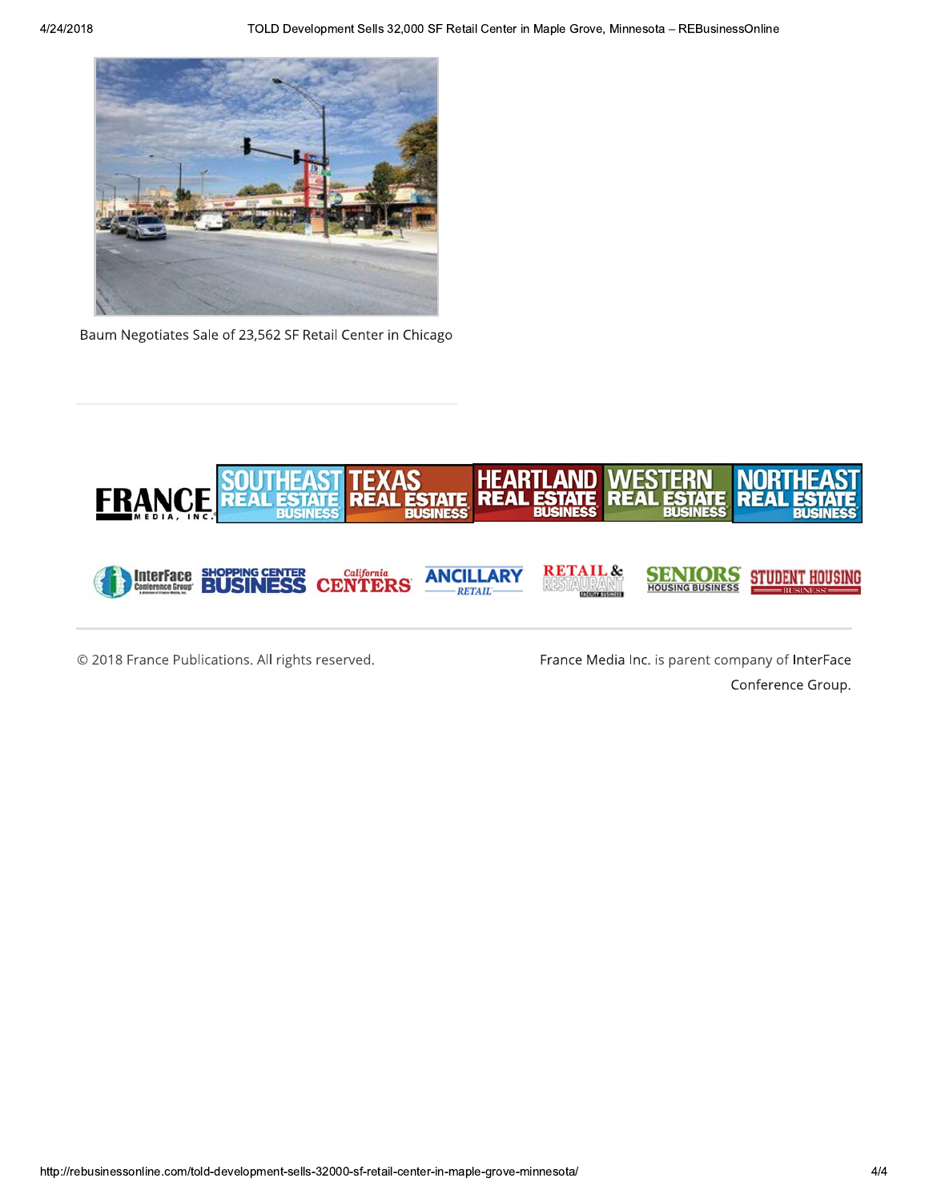Baum Negotiates Sale of 23,562 SF Retail Center in Chicago

© 2018 France Publications. All rights reserved.

France Media Inc. is parent company of InterFace Conference Group.